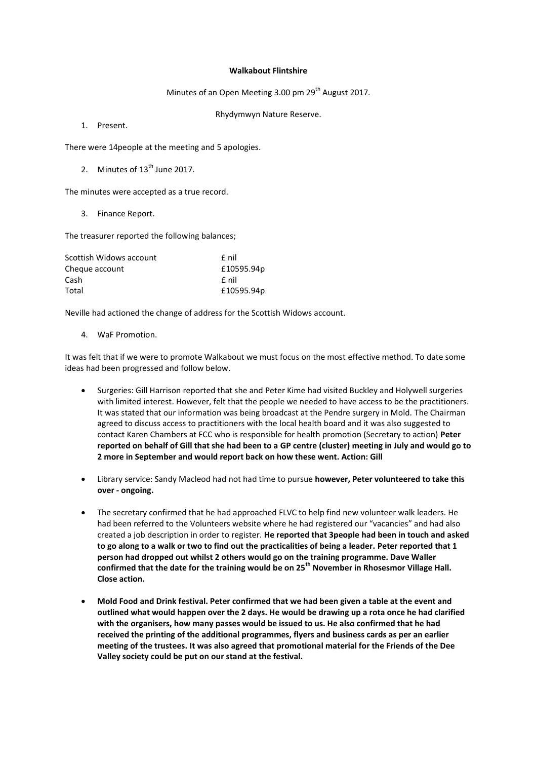**Walkabout Flintshire**

Minutes of an Open Meeting 3.00 pm 29th August 2017.

Rhydymwyn Nature Reserve.

1. Present.

There were 14people at the meeting and 5 apologies.

2. Minutes of 13th June 2017.

The minutes were accepted as a true record.

3. Finance Report.

The treasurer reported the following balances;

| | |
|---|---|
| Scottish Widows account | £ nil |
| Cheque account | £10595.94p |
| Cash | £ nil |
| Total | £10595.94p |

Neville had actioned the change of address for the Scottish Widows account.

4. WaF Promotion.

It was felt that if we were to promote Walkabout we must focus on the most effective method. To date some ideas had been progressed and follow below.

- Surgeries: Gill Harrison reported that she and Peter Kime had visited Buckley and Holywell surgeries with limited interest. However, felt that the people we needed to have access to be the practitioners. It was stated that our information was being broadcast at the Pendre surgery in Mold. The Chairman agreed to discuss access to practitioners with the local health board and it was also suggested to contact Karen Chambers at FCC who is responsible for health promotion (Secretary to action) **Peter reported on behalf of Gill that she had been to a GP centre (cluster) meeting in July and would go to 2 more in September and would report back on how these went. Action: Gill**

- Library service: Sandy Macleod had not had time to pursue **however, Peter volunteered to take this over - ongoing.**

- The secretary confirmed that he had approached FLVC to help find new volunteer walk leaders. He had been referred to the Volunteers website where he had registered our "vacancies" and had also created a job description in order to register. **He reported that 3people had been in touch and asked to go along to a walk or two to find out the practicalities of being a leader. Peter reported that 1 person had dropped out whilst 2 others would go on the training programme. Dave Waller confirmed that the date for the training would be on 25th November in Rhosesmor Village Hall. Close action.**

- **Mold Food and Drink festival. Peter confirmed that we had been given a table at the event and outlined what would happen over the 2 days. He would be drawing up a rota once he had clarified with the organisers, how many passes would be issued to us. He also confirmed that he had received the printing of the additional programmes, flyers and business cards as per an earlier meeting of the trustees. It was also agreed that promotional material for the Friends of the Dee Valley society could be put on our stand at the festival.**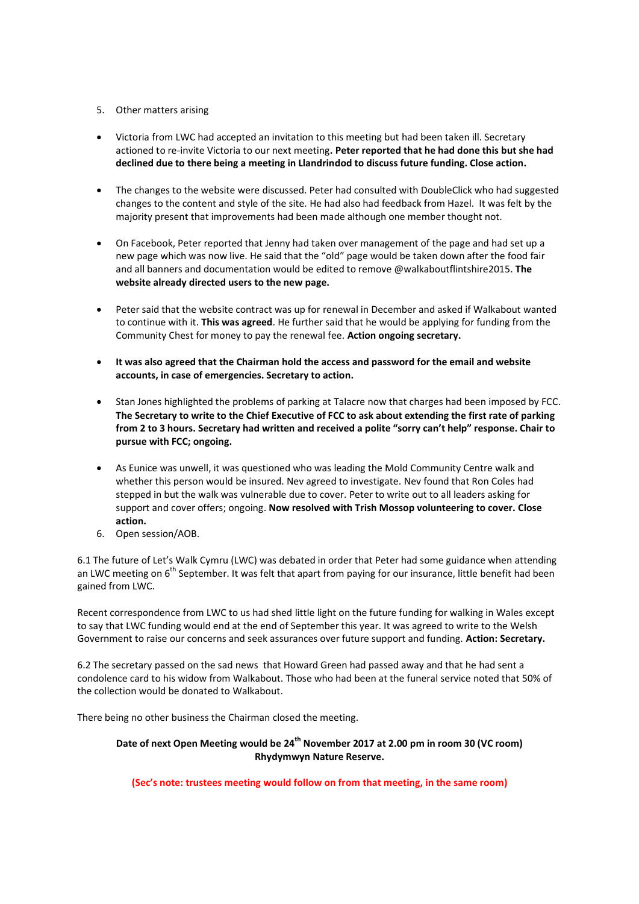5. Other matters arising

- Victoria from LWC had accepted an invitation to this meeting but had been taken ill. Secretary actioned to re-invite Victoria to our next meeting**. Peter reported that he had done this but she had declined due to there being a meeting in Llandrindod to discuss future funding. Close action.**

- The changes to the website were discussed. Peter had consulted with DoubleClick who had suggested changes to the content and style of the site. He had also had feedback from Hazel. It was felt by the majority present that improvements had been made although one member thought not.

- On Facebook, Peter reported that Jenny had taken over management of the page and had set up a new page which was now live. He said that the "old" page would be taken down after the food fair and all banners and documentation would be edited to remove @walkaboutflintshire2015. **The website already directed users to the new page.**

- Peter said that the website contract was up for renewal in December and asked if Walkabout wanted to continue with it. **This was agreed**. He further said that he would be applying for funding from the Community Chest for money to pay the renewal fee. **Action ongoing secretary.**

- **It was also agreed that the Chairman hold the access and password for the email and website accounts, in case of emergencies. Secretary to action.**

- Stan Jones highlighted the problems of parking at Talacre now that charges had been imposed by FCC. **The Secretary to write to the Chief Executive of FCC to ask about extending the first rate of parking from 2 to 3 hours. Secretary had written and received a polite "sorry can't help" response. Chair to pursue with FCC; ongoing.**

- As Eunice was unwell, it was questioned who was leading the Mold Community Centre walk and whether this person would be insured. Nev agreed to investigate. Nev found that Ron Coles had stepped in but the walk was vulnerable due to cover. Peter to write out to all leaders asking for support and cover offers; ongoing. **Now resolved with Trish Mossop volunteering to cover. Close action.**

6. Open session/AOB.

6.1 The future of Let's Walk Cymru (LWC) was debated in order that Peter had some guidance when attending an LWC meeting on 6th September. It was felt that apart from paying for our insurance, little benefit had been gained from LWC.

Recent correspondence from LWC to us had shed little light on the future funding for walking in Wales except to say that LWC funding would end at the end of September this year. It was agreed to write to the Welsh Government to raise our concerns and seek assurances over future support and funding. **Action: Secretary.**

6.2 The secretary passed on the sad news that Howard Green had passed away and that he had sent a condolence card to his widow from Walkabout. Those who had been at the funeral service noted that 50% of the collection would be donated to Walkabout.

There being no other business the Chairman closed the meeting.

**Date of next Open Meeting would be 24th November 2017 at 2.00 pm in room 30 (VC room) Rhydymwyn Nature Reserve.**

**(Sec's note: trustees meeting would follow on from that meeting, in the same room)**